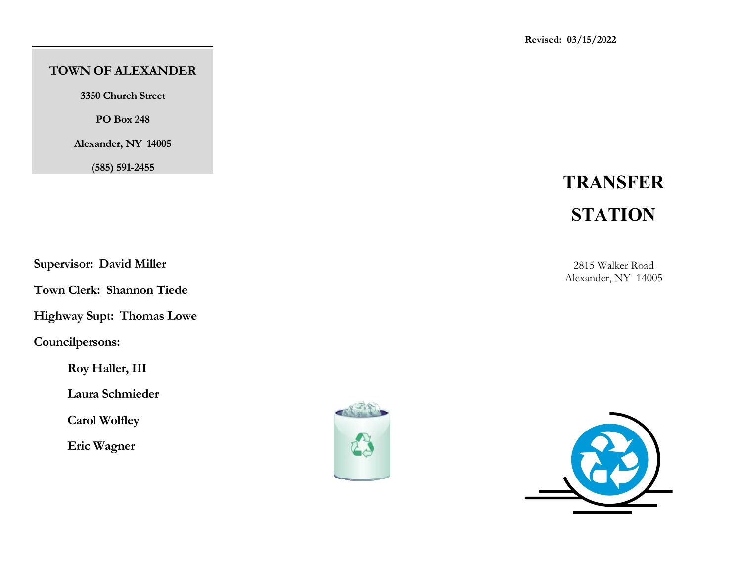**TOWN OF ALEXANDER**

**3350 Church Street**

**PO Box 248**

**Alexander, NY 14005**

**(585) 591-2455**

**Supervisor: David Miller**

**Town Clerk: Shannon Tiede**

**Highway Supt: Thomas Lowe**

**Councilpersons:**

- **Roy Haller, III**
- **Laura Schmieder**
- **Carol Wolfley**
- **Eric Wagner**

**Revised: 03/15/2022**

# TRANSFER STATION

2815 Walker Road
Alexander, NY 14005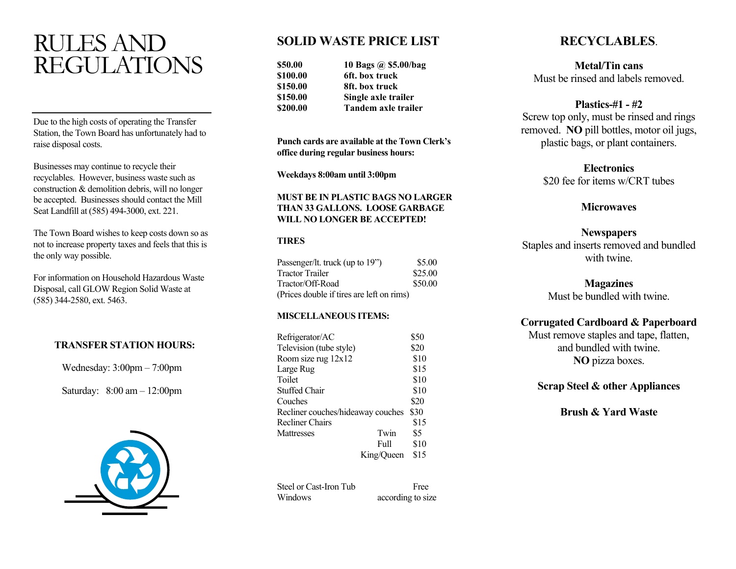# RULES AND REGULATIONS

Due to the high costs of operating the Transfer Station, the Town Board has unfortunately had to raise disposal costs.

Businesses may continue to recycle their recyclables. However, business waste such as construction & demolition debris, will no longer be accepted. Businesses should contact the Mill Seat Landfill at (585) 494-3000, ext. 221.

The Town Board wishes to keep costs down so as not to increase property taxes and feels that this is the only way possible.

For information on Household Hazardous Waste Disposal, call GLOW Region Solid Waste at (585) 344-2580, ext. 5463.

**TRANSFER STATION HOURS:**

Wednesday: 3:00pm – 7:00pm

Saturday: 8:00 am – 12:00pm

## SOLID WASTE PRICE LIST

| | |
|---|---|
| **$50.00** | **10 Bags @ $5.00/bag** |
| **$100.00** | **6ft. box truck** |
| **$150.00** | **8ft. box truck** |
| **$150.00** | **Single axle trailer** |
| **$200.00** | **Tandem axle trailer** |

**Punch cards are available at the Town Clerk's office during regular business hours:**

**Weekdays 8:00am until 3:00pm**

**MUST BE IN PLASTIC BAGS NO LARGER THAN 33 GALLONS. LOOSE GARBAGE WILL NO LONGER BE ACCEPTED!**

**TIRES**

| | |
|---|---|
| Passenger/lt. truck (up to 19") | $5.00 |
| Tractor Trailer | $25.00 |
| Tractor/Off-Road | $50.00 |

(Prices double if tires are left on rims)

**MISCELLANEOUS ITEMS:**

| | | |
|---|---|---|
| Refrigerator/AC | | $50 |
| Television (tube style) | | $20 |
| Room size rug 12x12 | | $10 |
| Large Rug | | $15 |
| Toilet | | $10 |
| Stuffed Chair | | $10 |
| Couches | | $20 |
| Recliner couches/hideaway couches | | $30 |
| Recliner Chairs | | $15 |
| Mattresses | Twin | $5 |
| | Full | $10 |
| | King/Queen | $15 |

| | |
|---|---|
| Steel or Cast-Iron Tub | Free |
| Windows | according to size |

## RECYCLABLES.

**Metal/Tin cans**
Must be rinsed and labels removed.

**Plastics-#1 - #2**
Screw top only, must be rinsed and rings removed. **NO** pill bottles, motor oil jugs, plastic bags, or plant containers.

**Electronics**
$20 fee for items w/CRT tubes

**Microwaves**

**Newspapers**
Staples and inserts removed and bundled with twine.

**Magazines**
Must be bundled with twine.

**Corrugated Cardboard & Paperboard**
Must remove staples and tape, flatten, and bundled with twine.
**NO** pizza boxes.

**Scrap Steel & other Appliances**

**Brush & Yard Waste**